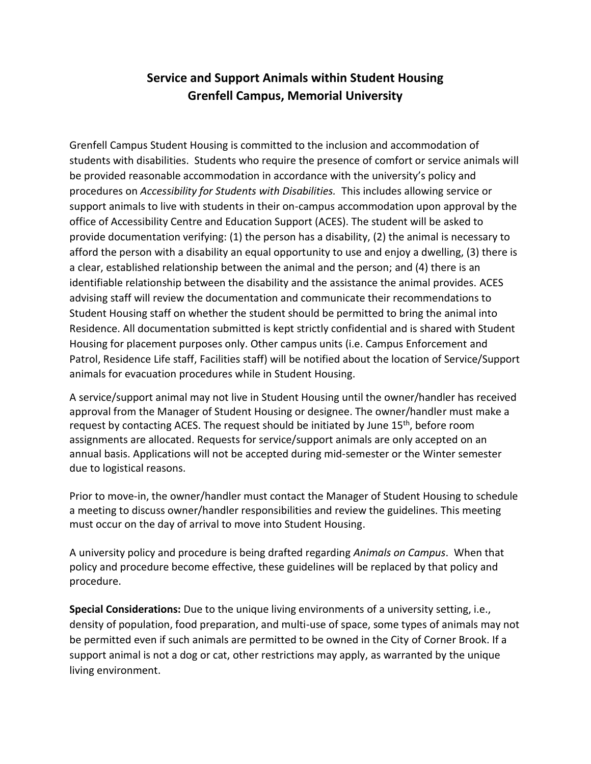# Service and Support Animals within Student Housing
# Grenfell Campus, Memorial University

Grenfell Campus Student Housing is committed to the inclusion and accommodation of students with disabilities. Students who require the presence of comfort or service animals will be provided reasonable accommodation in accordance with the university's policy and procedures on *Accessibility for Students with Disabilities.* This includes allowing service or support animals to live with students in their on-campus accommodation upon approval by the office of Accessibility Centre and Education Support (ACES). The student will be asked to provide documentation verifying: (1) the person has a disability, (2) the animal is necessary to afford the person with a disability an equal opportunity to use and enjoy a dwelling, (3) there is a clear, established relationship between the animal and the person; and (4) there is an identifiable relationship between the disability and the assistance the animal provides. ACES advising staff will review the documentation and communicate their recommendations to Student Housing staff on whether the student should be permitted to bring the animal into Residence. All documentation submitted is kept strictly confidential and is shared with Student Housing for placement purposes only. Other campus units (i.e. Campus Enforcement and Patrol, Residence Life staff, Facilities staff) will be notified about the location of Service/Support animals for evacuation procedures while in Student Housing.

A service/support animal may not live in Student Housing until the owner/handler has received approval from the Manager of Student Housing or designee. The owner/handler must make a request by contacting ACES. The request should be initiated by June 15th, before room assignments are allocated. Requests for service/support animals are only accepted on an annual basis. Applications will not be accepted during mid-semester or the Winter semester due to logistical reasons.

Prior to move-in, the owner/handler must contact the Manager of Student Housing to schedule a meeting to discuss owner/handler responsibilities and review the guidelines. This meeting must occur on the day of arrival to move into Student Housing.

A university policy and procedure is being drafted regarding *Animals on Campus*. When that policy and procedure become effective, these guidelines will be replaced by that policy and procedure.

**Special Considerations:** Due to the unique living environments of a university setting, i.e., density of population, food preparation, and multi-use of space, some types of animals may not be permitted even if such animals are permitted to be owned in the City of Corner Brook. If a support animal is not a dog or cat, other restrictions may apply, as warranted by the unique living environment.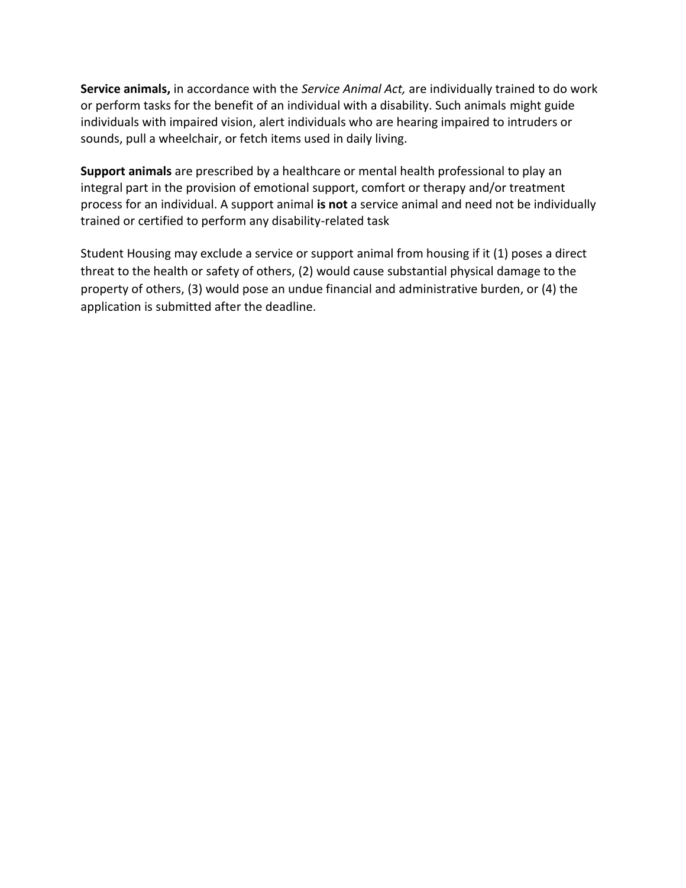**Service animals,** in accordance with the *Service Animal Act,* are individually trained to do work or perform tasks for the benefit of an individual with a disability. Such animals might guide individuals with impaired vision, alert individuals who are hearing impaired to intruders or sounds, pull a wheelchair, or fetch items used in daily living.

**Support animals** are prescribed by a healthcare or mental health professional to play an integral part in the provision of emotional support, comfort or therapy and/or treatment process for an individual. A support animal **is not** a service animal and need not be individually trained or certified to perform any disability-related task

Student Housing may exclude a service or support animal from housing if it (1) poses a direct threat to the health or safety of others, (2) would cause substantial physical damage to the property of others, (3) would pose an undue financial and administrative burden, or (4) the application is submitted after the deadline.